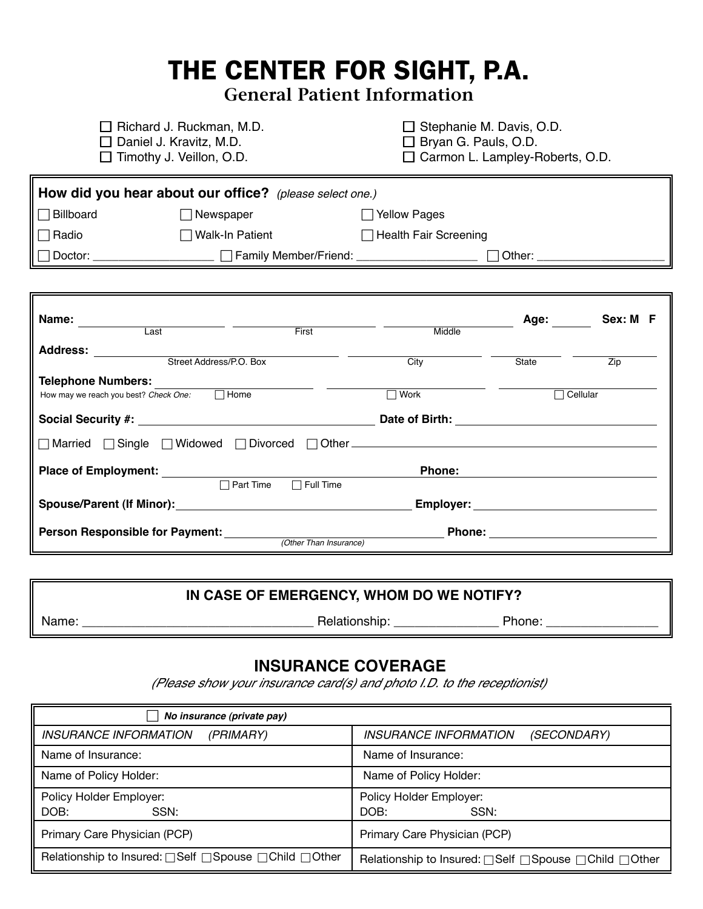# THE CENTER FOR SIGHT, P.A.

## General Patient Information

- ☐ Richard J. Ruckman, M.D.
- ☐ Daniel J. Kravitz, M.D.
- ☐ Timothy J. Veillon, O.D.
- ☐ Stephanie M. Davis, O.D.
- ☐ Bryan G. Pauls, O.D.
- ☐ Carmon L. Lampley-Roberts, O.D.

**How did you hear about our office?** *(please select one.)*

☐ Billboard ☐ Newspaper ☐ Yellow Pages

☐ Radio ☐ Walk-In Patient ☐ Health Fair Screening

☐ Doctor: __________________ ☐ Family Member/Friend: __________________ ☐ Other: ___________________

**Name:** ____________________ ____________________ ____________________ **Age:** ______ **Sex: M F**
Last First Middle

**Address:** ______________________________ ____________________ ____________ ____________
Street Address/P.O. Box City State Zip

**Telephone Numbers:** ____________________ ____________________ ____________________
How may we reach you best? *Check One:* ☐ Home ☐ Work ☐ Cellular

**Social Security #:** ______________________________ **Date of Birth:** ______________________________

☐ Married ☐ Single ☐ Widowed ☐ Divorced ☐ Other ______________________________

**Place of Employment:** ______________________________ **Phone:** ______________________________
☐ Part Time ☐ Full Time

**Spouse/Parent (If Minor):** ______________________________ **Employer:** ______________________________

**Person Responsible for Payment:** ______________________________ **Phone:** ______________________________
*(Other Than Insurance)*

**IN CASE OF EMERGENCY, WHOM DO WE NOTIFY?**

Name: _________________________________ Relationship: _______________ Phone: ________________

## INSURANCE COVERAGE

*(Please show your insurance card(s) and photo I.D. to the receptionist)*

| ☐ ***No insurance (private pay)*** | |
|---|---|
| *INSURANCE INFORMATION (PRIMARY)* | *INSURANCE INFORMATION (SECONDARY)* |
| Name of Insurance: | Name of Insurance: |
| Name of Policy Holder: | Name of Policy Holder: |
| Policy Holder Employer:<br>DOB: SSN: | Policy Holder Employer:<br>DOB: SSN: |
| Primary Care Physician (PCP) | Primary Care Physician (PCP) |
| Relationship to Insured: ☐Self ☐Spouse ☐Child ☐Other | Relationship to Insured: ☐Self ☐Spouse ☐Child ☐Other |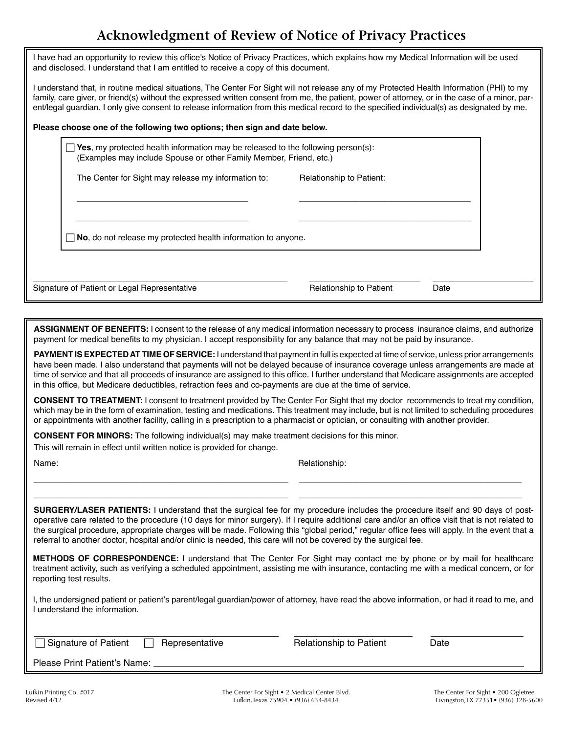# Acknowledgment of Review of Notice of Privacy Practices

I have had an opportunity to review this office's Notice of Privacy Practices, which explains how my Medical Information will be used and disclosed. I understand that I am entitled to receive a copy of this document.

I understand that, in routine medical situations, The Center For Sight will not release any of my Protected Health Information (PHI) to my family, care giver, or friend(s) without the expressed written consent from me, the patient, power of attorney, or in the case of a minor, parent/legal guardian. I only give consent to release information from this medical record to the specified individual(s) as designated by me.

**Please choose one of the following two options; then sign and date below.**

☐ **Yes**, my protected health information may be released to the following person(s):
(Examples may include Spouse or other Family Member, Friend, etc.)

| The Center for Sight may release my information to: | Relationship to Patient: |
|---|---|
| ______________________________ | ______________________________ |
| ______________________________ | ______________________________ |

☐ **No**, do not release my protected health information to anyone.

______________________________ ______________________________ ______________________________
Signature of Patient or Legal Representative | Relationship to Patient | Date

---

**ASSIGNMENT OF BENEFITS:** I consent to the release of any medical information necessary to process insurance claims, and authorize payment for medical benefits to my physician. I accept responsibility for any balance that may not be paid by insurance.

**PAYMENT IS EXPECTED AT TIME OF SERVICE:** I understand that payment in full is expected at time of service, unless prior arrangements have been made. I also understand that payments will not be delayed because of insurance coverage unless arrangements are made at time of service and that all proceeds of insurance are assigned to this office. I further understand that Medicare assignments are accepted in this office, but Medicare deductibles, refraction fees and co-payments are due at the time of service.

**CONSENT TO TREATMENT:** I consent to treatment provided by The Center For Sight that my doctor recommends to treat my condition, which may be in the form of examination, testing and medications. This treatment may include, but is not limited to scheduling procedures or appointments with another facility, calling in a prescription to a pharmacist or optician, or consulting with another provider.

**CONSENT FOR MINORS:** The following individual(s) may make treatment decisions for this minor.
This will remain in effect until written notice is provided for change.

| Name: | Relationship: |
|---|---|
| ______________________________ | ______________________________ |
| ______________________________ | ______________________________ |

**SURGERY/LASER PATIENTS:** I understand that the surgical fee for my procedure includes the procedure itself and 90 days of post-operative care related to the procedure (10 days for minor surgery). If I require additional care and/or an office visit that is not related to the surgical procedure, appropriate charges will be made. Following this "global period," regular office fees will apply. In the event that a referral to another doctor, hospital and/or clinic is needed, this care will not be covered by the surgical fee.

**METHODS OF CORRESPONDENCE:** I understand that The Center For Sight may contact me by phone or by mail for healthcare treatment activity, such as verifying a scheduled appointment, assisting me with insurance, contacting me with a medical concern, or for reporting test results.

I, the undersigned patient or patient's parent/legal guardian/power of attorney, have read the above information, or had it read to me, and I understand the information.

______________________________ ______________________________ ______________________________
☐ Signature of Patient ☐ Representative | Relationship to Patient | Date

Please Print Patient's Name: ______________________________

Lufkin Printing Co. #017
Revised 4/12

The Center For Sight • 2 Medical Center Blvd.
Lufkin, Texas 75904 • (936) 634-8434

The Center For Sight • 200 Ogletree
Livingston, TX 77351 • (936) 328-5600